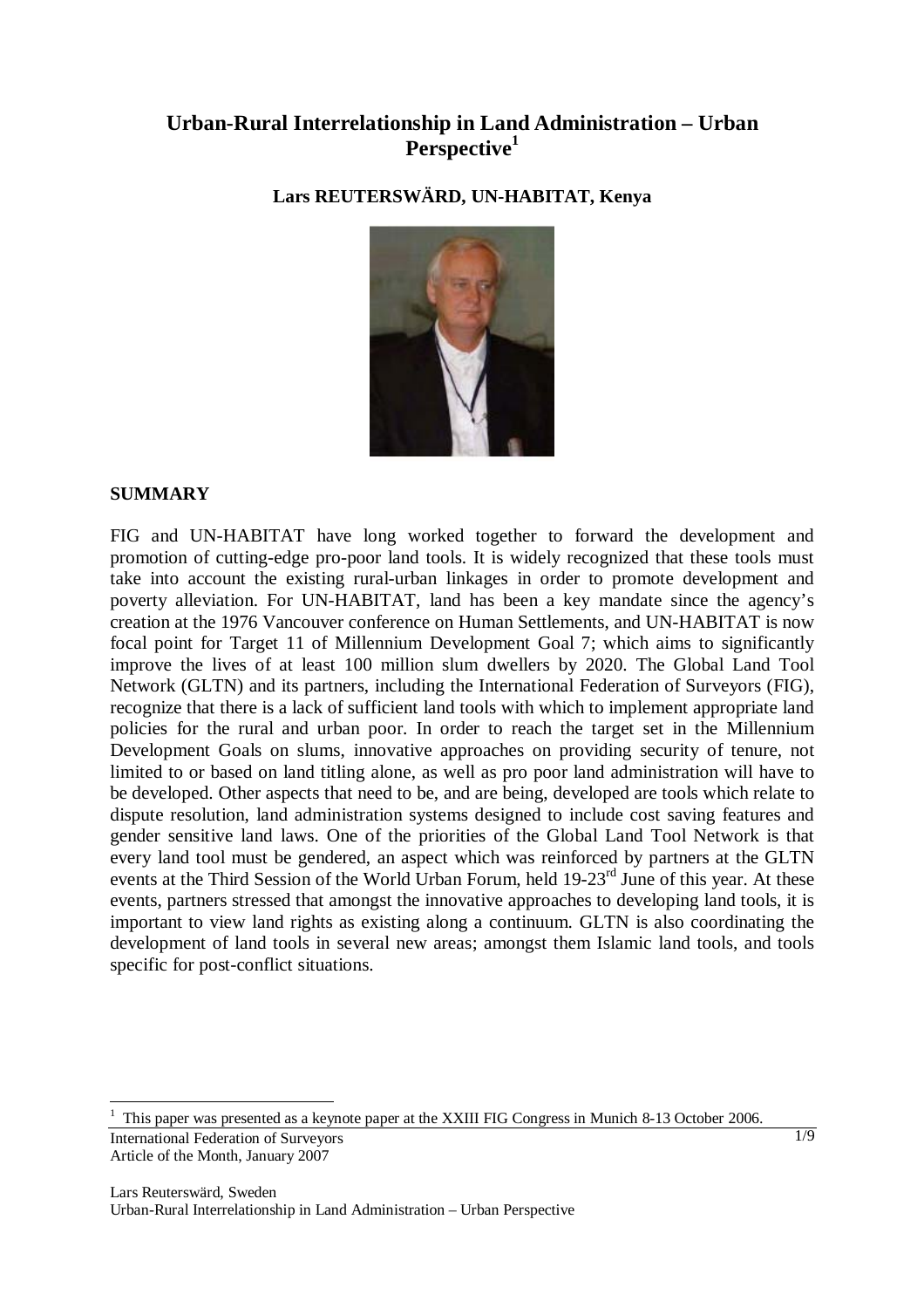# Urban-Rural Interrelationship in Land Administration – Urban Perspective[1]

**Lars REUTERSWÄRD, UN-HABITAT, Kenya**

## SUMMARY

FIG and UN-HABITAT have long worked together to forward the development and promotion of cutting-edge pro-poor land tools. It is widely recognized that these tools must take into account the existing rural-urban linkages in order to promote development and poverty alleviation. For UN-HABITAT, land has been a key mandate since the agency's creation at the 1976 Vancouver conference on Human Settlements, and UN-HABITAT is now focal point for Target 11 of Millennium Development Goal 7; which aims to significantly improve the lives of at least 100 million slum dwellers by 2020. The Global Land Tool Network (GLTN) and its partners, including the International Federation of Surveyors (FIG), recognize that there is a lack of sufficient land tools with which to implement appropriate land policies for the rural and urban poor. In order to reach the target set in the Millennium Development Goals on slums, innovative approaches on providing security of tenure, not limited to or based on land titling alone, as well as pro poor land administration will have to be developed. Other aspects that need to be, and are being, developed are tools which relate to dispute resolution, land administration systems designed to include cost saving features and gender sensitive land laws. One of the priorities of the Global Land Tool Network is that every land tool must be gendered, an aspect which was reinforced by partners at the GLTN events at the Third Session of the World Urban Forum, held 19-23rd June of this year. At these events, partners stressed that amongst the innovative approaches to developing land tools, it is important to view land rights as existing along a continuum. GLTN is also coordinating the development of land tools in several new areas; amongst them Islamic land tools, and tools specific for post-conflict situations.

[1] This paper was presented as a keynote paper at the XXIII FIG Congress in Munich 8-13 October 2006.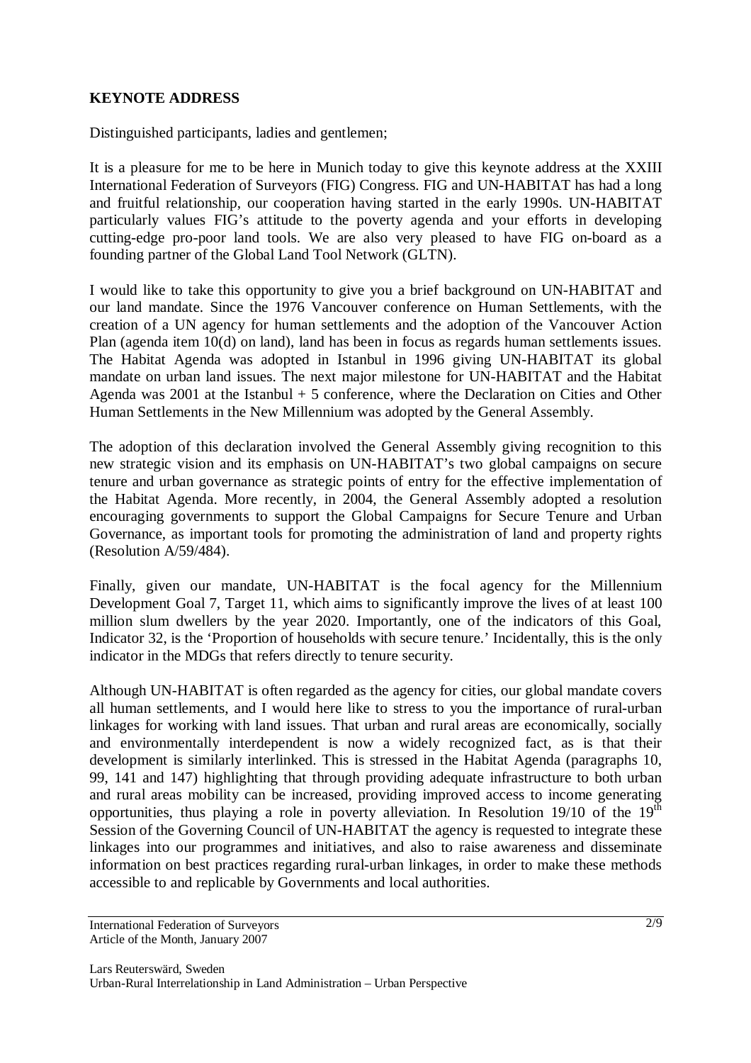**KEYNOTE ADDRESS**

Distinguished participants, ladies and gentlemen;

It is a pleasure for me to be here in Munich today to give this keynote address at the XXIII International Federation of Surveyors (FIG) Congress. FIG and UN-HABITAT has had a long and fruitful relationship, our cooperation having started in the early 1990s. UN-HABITAT particularly values FIG's attitude to the poverty agenda and your efforts in developing cutting-edge pro-poor land tools. We are also very pleased to have FIG on-board as a founding partner of the Global Land Tool Network (GLTN).

I would like to take this opportunity to give you a brief background on UN-HABITAT and our land mandate. Since the 1976 Vancouver conference on Human Settlements, with the creation of a UN agency for human settlements and the adoption of the Vancouver Action Plan (agenda item 10(d) on land), land has been in focus as regards human settlements issues. The Habitat Agenda was adopted in Istanbul in 1996 giving UN-HABITAT its global mandate on urban land issues. The next major milestone for UN-HABITAT and the Habitat Agenda was 2001 at the Istanbul + 5 conference, where the Declaration on Cities and Other Human Settlements in the New Millennium was adopted by the General Assembly.

The adoption of this declaration involved the General Assembly giving recognition to this new strategic vision and its emphasis on UN-HABITAT's two global campaigns on secure tenure and urban governance as strategic points of entry for the effective implementation of the Habitat Agenda. More recently, in 2004, the General Assembly adopted a resolution encouraging governments to support the Global Campaigns for Secure Tenure and Urban Governance, as important tools for promoting the administration of land and property rights (Resolution A/59/484).

Finally, given our mandate, UN-HABITAT is the focal agency for the Millennium Development Goal 7, Target 11, which aims to significantly improve the lives of at least 100 million slum dwellers by the year 2020. Importantly, one of the indicators of this Goal, Indicator 32, is the 'Proportion of households with secure tenure.' Incidentally, this is the only indicator in the MDGs that refers directly to tenure security.

Although UN-HABITAT is often regarded as the agency for cities, our global mandate covers all human settlements, and I would here like to stress to you the importance of rural-urban linkages for working with land issues. That urban and rural areas are economically, socially and environmentally interdependent is now a widely recognized fact, as is that their development is similarly interlinked. This is stressed in the Habitat Agenda (paragraphs 10, 99, 141 and 147) highlighting that through providing adequate infrastructure to both urban and rural areas mobility can be increased, providing improved access to income generating opportunities, thus playing a role in poverty alleviation. In Resolution 19/10 of the 19th Session of the Governing Council of UN-HABITAT the agency is requested to integrate these linkages into our programmes and initiatives, and also to raise awareness and disseminate information on best practices regarding rural-urban linkages, in order to make these methods accessible to and replicable by Governments and local authorities.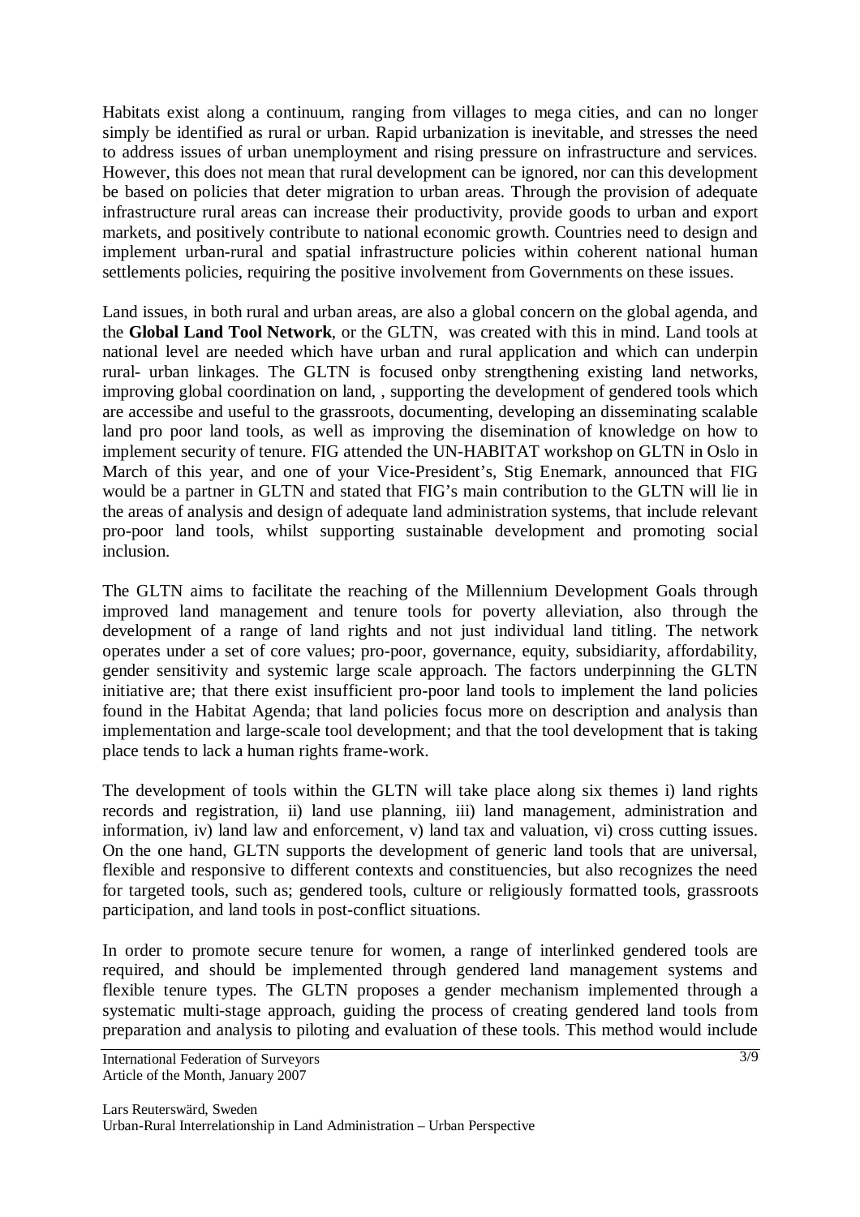Habitats exist along a continuum, ranging from villages to mega cities, and can no longer simply be identified as rural or urban. Rapid urbanization is inevitable, and stresses the need to address issues of urban unemployment and rising pressure on infrastructure and services. However, this does not mean that rural development can be ignored, nor can this development be based on policies that deter migration to urban areas. Through the provision of adequate infrastructure rural areas can increase their productivity, provide goods to urban and export markets, and positively contribute to national economic growth. Countries need to design and implement urban-rural and spatial infrastructure policies within coherent national human settlements policies, requiring the positive involvement from Governments on these issues.

Land issues, in both rural and urban areas, are also a global concern on the global agenda, and the **Global Land Tool Network**, or the GLTN, was created with this in mind. Land tools at national level are needed which have urban and rural application and which can underpin rural- urban linkages. The GLTN is focused onby strengthening existing land networks, improving global coordination on land, , supporting the development of gendered tools which are accessibe and useful to the grassroots, documenting, developing an disseminating scalable land pro poor land tools, as well as improving the disemination of knowledge on how to implement security of tenure. FIG attended the UN-HABITAT workshop on GLTN in Oslo in March of this year, and one of your Vice-President's, Stig Enemark, announced that FIG would be a partner in GLTN and stated that FIG's main contribution to the GLTN will lie in the areas of analysis and design of adequate land administration systems, that include relevant pro-poor land tools, whilst supporting sustainable development and promoting social inclusion.

The GLTN aims to facilitate the reaching of the Millennium Development Goals through improved land management and tenure tools for poverty alleviation, also through the development of a range of land rights and not just individual land titling. The network operates under a set of core values; pro-poor, governance, equity, subsidiarity, affordability, gender sensitivity and systemic large scale approach. The factors underpinning the GLTN initiative are; that there exist insufficient pro-poor land tools to implement the land policies found in the Habitat Agenda; that land policies focus more on description and analysis than implementation and large-scale tool development; and that the tool development that is taking place tends to lack a human rights frame-work.

The development of tools within the GLTN will take place along six themes i) land rights records and registration, ii) land use planning, iii) land management, administration and information, iv) land law and enforcement, v) land tax and valuation, vi) cross cutting issues. On the one hand, GLTN supports the development of generic land tools that are universal, flexible and responsive to different contexts and constituencies, but also recognizes the need for targeted tools, such as; gendered tools, culture or religiously formatted tools, grassroots participation, and land tools in post-conflict situations.

In order to promote secure tenure for women, a range of interlinked gendered tools are required, and should be implemented through gendered land management systems and flexible tenure types. The GLTN proposes a gender mechanism implemented through a systematic multi-stage approach, guiding the process of creating gendered land tools from preparation and analysis to piloting and evaluation of these tools. This method would include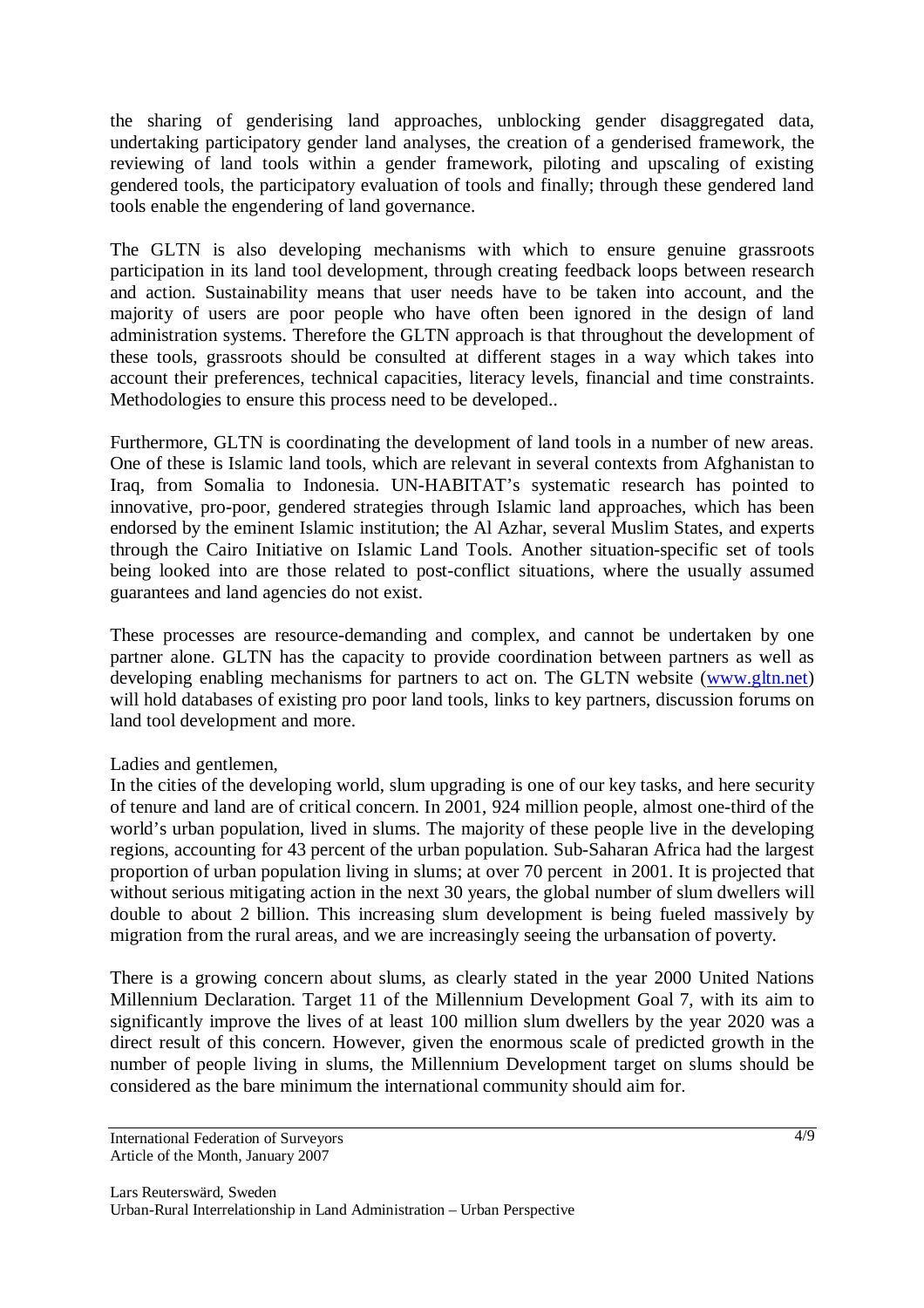the sharing of genderising land approaches, unblocking gender disaggregated data, undertaking participatory gender land analyses, the creation of a genderised framework, the reviewing of land tools within a gender framework, piloting and upscaling of existing gendered tools, the participatory evaluation of tools and finally; through these gendered land tools enable the engendering of land governance.

The GLTN is also developing mechanisms with which to ensure genuine grassroots participation in its land tool development, through creating feedback loops between research and action. Sustainability means that user needs have to be taken into account, and the majority of users are poor people who have often been ignored in the design of land administration systems. Therefore the GLTN approach is that throughout the development of these tools, grassroots should be consulted at different stages in a way which takes into account their preferences, technical capacities, literacy levels, financial and time constraints. Methodologies to ensure this process need to be developed..

Furthermore, GLTN is coordinating the development of land tools in a number of new areas. One of these is Islamic land tools, which are relevant in several contexts from Afghanistan to Iraq, from Somalia to Indonesia. UN-HABITAT's systematic research has pointed to innovative, pro-poor, gendered strategies through Islamic land approaches, which has been endorsed by the eminent Islamic institution; the Al Azhar, several Muslim States, and experts through the Cairo Initiative on Islamic Land Tools. Another situation-specific set of tools being looked into are those related to post-conflict situations, where the usually assumed guarantees and land agencies do not exist.

These processes are resource-demanding and complex, and cannot be undertaken by one partner alone. GLTN has the capacity to provide coordination between partners as well as developing enabling mechanisms for partners to act on. The GLTN website ([www.gltn.net](www.gltn.net)) will hold databases of existing pro poor land tools, links to key partners, discussion forums on land tool development and more.

Ladies and gentlemen,
In the cities of the developing world, slum upgrading is one of our key tasks, and here security of tenure and land are of critical concern. In 2001, 924 million people, almost one-third of the world's urban population, lived in slums. The majority of these people live in the developing regions, accounting for 43 percent of the urban population. Sub-Saharan Africa had the largest proportion of urban population living in slums; at over 70 percent in 2001. It is projected that without serious mitigating action in the next 30 years, the global number of slum dwellers will double to about 2 billion. This increasing slum development is being fueled massively by migration from the rural areas, and we are increasingly seeing the urbansation of poverty.

There is a growing concern about slums, as clearly stated in the year 2000 United Nations Millennium Declaration. Target 11 of the Millennium Development Goal 7, with its aim to significantly improve the lives of at least 100 million slum dwellers by the year 2020 was a direct result of this concern. However, given the enormous scale of predicted growth in the number of people living in slums, the Millennium Development target on slums should be considered as the bare minimum the international community should aim for.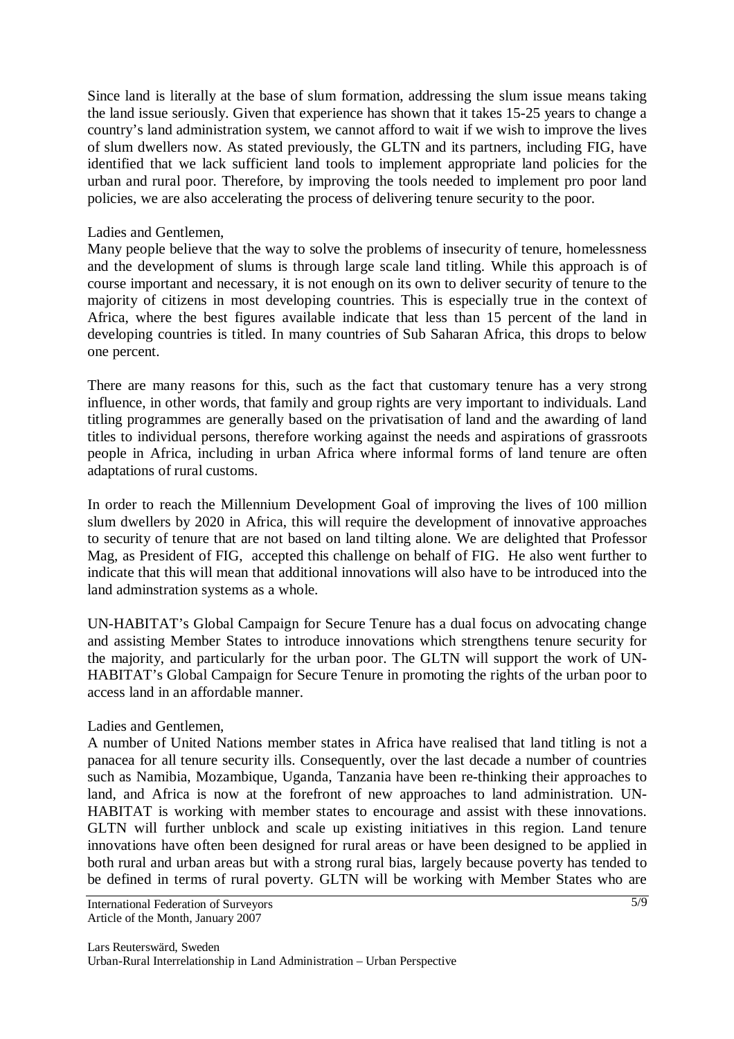Since land is literally at the base of slum formation, addressing the slum issue means taking the land issue seriously. Given that experience has shown that it takes 15-25 years to change a country's land administration system, we cannot afford to wait if we wish to improve the lives of slum dwellers now. As stated previously, the GLTN and its partners, including FIG, have identified that we lack sufficient land tools to implement appropriate land policies for the urban and rural poor. Therefore, by improving the tools needed to implement pro poor land policies, we are also accelerating the process of delivering tenure security to the poor.

Ladies and Gentlemen,
Many people believe that the way to solve the problems of insecurity of tenure, homelessness and the development of slums is through large scale land titling. While this approach is of course important and necessary, it is not enough on its own to deliver security of tenure to the majority of citizens in most developing countries. This is especially true in the context of Africa, where the best figures available indicate that less than 15 percent of the land in developing countries is titled. In many countries of Sub Saharan Africa, this drops to below one percent.

There are many reasons for this, such as the fact that customary tenure has a very strong influence, in other words, that family and group rights are very important to individuals. Land titling programmes are generally based on the privatisation of land and the awarding of land titles to individual persons, therefore working against the needs and aspirations of grassroots people in Africa, including in urban Africa where informal forms of land tenure are often adaptations of rural customs.

In order to reach the Millennium Development Goal of improving the lives of 100 million slum dwellers by 2020 in Africa, this will require the development of innovative approaches to security of tenure that are not based on land tilting alone. We are delighted that Professor Mag, as President of FIG, accepted this challenge on behalf of FIG. He also went further to indicate that this will mean that additional innovations will also have to be introduced into the land adminstration systems as a whole.

UN-HABITAT's Global Campaign for Secure Tenure has a dual focus on advocating change and assisting Member States to introduce innovations which strengthens tenure security for the majority, and particularly for the urban poor. The GLTN will support the work of UN-HABITAT's Global Campaign for Secure Tenure in promoting the rights of the urban poor to access land in an affordable manner.

Ladies and Gentlemen,
A number of United Nations member states in Africa have realised that land titling is not a panacea for all tenure security ills. Consequently, over the last decade a number of countries such as Namibia, Mozambique, Uganda, Tanzania have been re-thinking their approaches to land, and Africa is now at the forefront of new approaches to land administration. UN-HABITAT is working with member states to encourage and assist with these innovations. GLTN will further unblock and scale up existing initiatives in this region. Land tenure innovations have often been designed for rural areas or have been designed to be applied in both rural and urban areas but with a strong rural bias, largely because poverty has tended to be defined in terms of rural poverty. GLTN will be working with Member States who are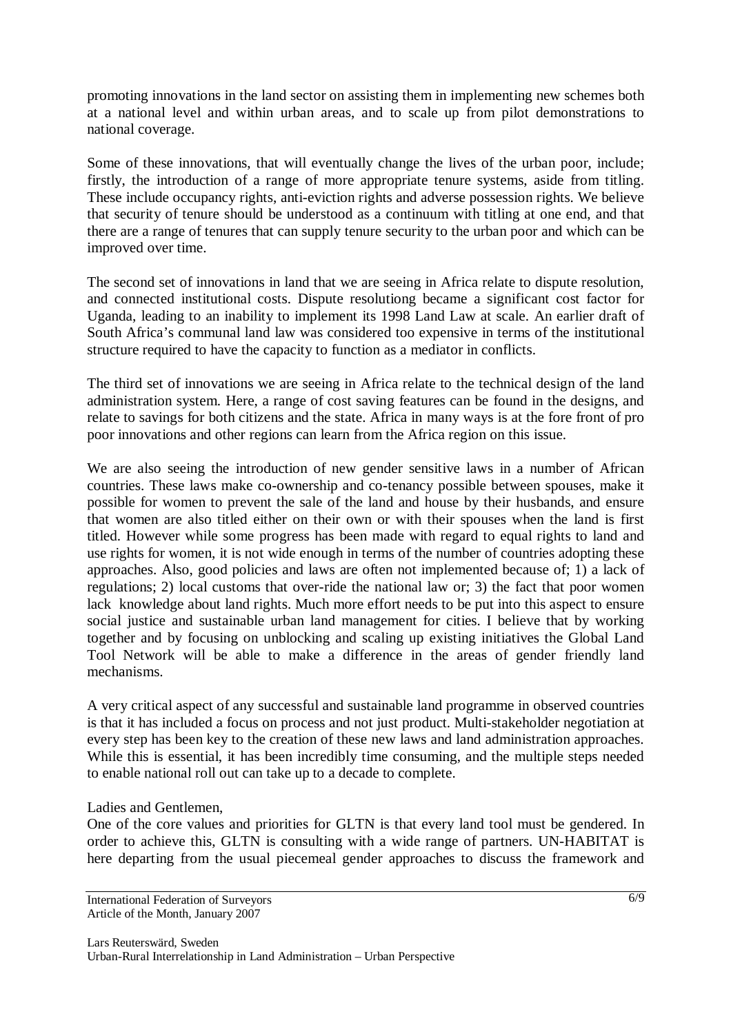promoting innovations in the land sector on assisting them in implementing new schemes both at a national level and within urban areas, and to scale up from pilot demonstrations to national coverage.

Some of these innovations, that will eventually change the lives of the urban poor, include; firstly, the introduction of a range of more appropriate tenure systems, aside from titling. These include occupancy rights, anti-eviction rights and adverse possession rights. We believe that security of tenure should be understood as a continuum with titling at one end, and that there are a range of tenures that can supply tenure security to the urban poor and which can be improved over time.

The second set of innovations in land that we are seeing in Africa relate to dispute resolution, and connected institutional costs. Dispute resolutiong became a significant cost factor for Uganda, leading to an inability to implement its 1998 Land Law at scale. An earlier draft of South Africa's communal land law was considered too expensive in terms of the institutional structure required to have the capacity to function as a mediator in conflicts.

The third set of innovations we are seeing in Africa relate to the technical design of the land administration system. Here, a range of cost saving features can be found in the designs, and relate to savings for both citizens and the state. Africa in many ways is at the fore front of pro poor innovations and other regions can learn from the Africa region on this issue.

We are also seeing the introduction of new gender sensitive laws in a number of African countries. These laws make co-ownership and co-tenancy possible between spouses, make it possible for women to prevent the sale of the land and house by their husbands, and ensure that women are also titled either on their own or with their spouses when the land is first titled. However while some progress has been made with regard to equal rights to land and use rights for women, it is not wide enough in terms of the number of countries adopting these approaches. Also, good policies and laws are often not implemented because of; 1) a lack of regulations; 2) local customs that over-ride the national law or; 3) the fact that poor women lack knowledge about land rights. Much more effort needs to be put into this aspect to ensure social justice and sustainable urban land management for cities. I believe that by working together and by focusing on unblocking and scaling up existing initiatives the Global Land Tool Network will be able to make a difference in the areas of gender friendly land mechanisms.

A very critical aspect of any successful and sustainable land programme in observed countries is that it has included a focus on process and not just product. Multi-stakeholder negotiation at every step has been key to the creation of these new laws and land administration approaches. While this is essential, it has been incredibly time consuming, and the multiple steps needed to enable national roll out can take up to a decade to complete.

Ladies and Gentlemen,
One of the core values and priorities for GLTN is that every land tool must be gendered. In order to achieve this, GLTN is consulting with a wide range of partners. UN-HABITAT is here departing from the usual piecemeal gender approaches to discuss the framework and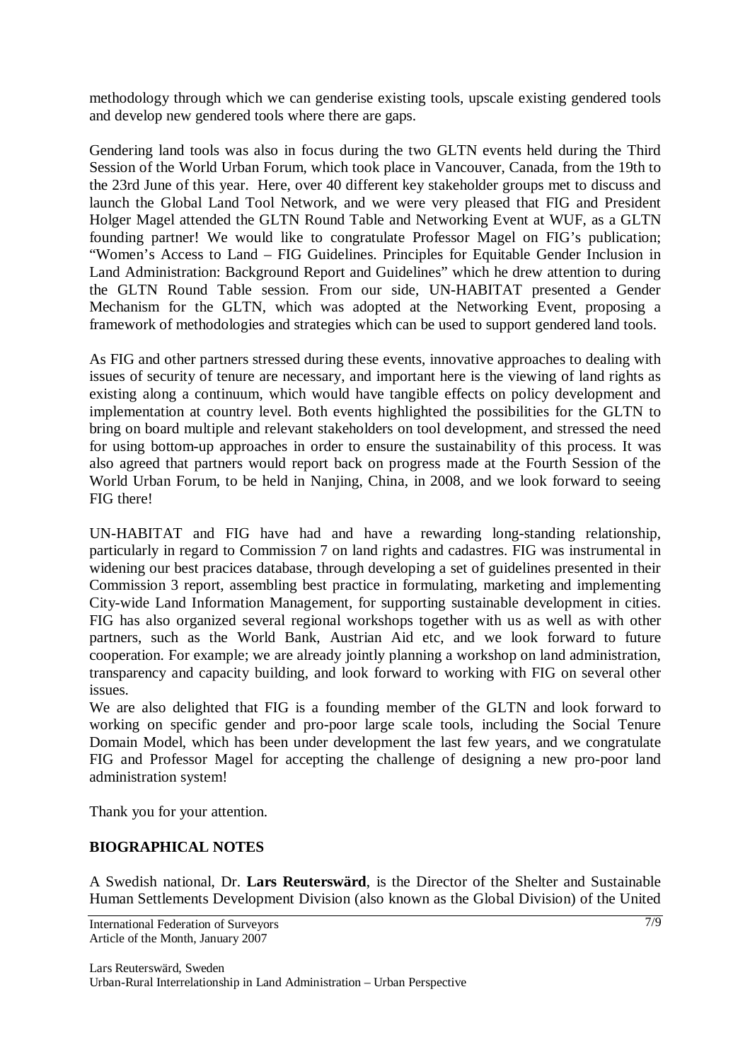methodology through which we can genderise existing tools, upscale existing gendered tools and develop new gendered tools where there are gaps.

Gendering land tools was also in focus during the two GLTN events held during the Third Session of the World Urban Forum, which took place in Vancouver, Canada, from the 19th to the 23rd June of this year. Here, over 40 different key stakeholder groups met to discuss and launch the Global Land Tool Network, and we were very pleased that FIG and President Holger Magel attended the GLTN Round Table and Networking Event at WUF, as a GLTN founding partner! We would like to congratulate Professor Magel on FIG's publication; "Women's Access to Land – FIG Guidelines. Principles for Equitable Gender Inclusion in Land Administration: Background Report and Guidelines" which he drew attention to during the GLTN Round Table session. From our side, UN-HABITAT presented a Gender Mechanism for the GLTN, which was adopted at the Networking Event, proposing a framework of methodologies and strategies which can be used to support gendered land tools.

As FIG and other partners stressed during these events, innovative approaches to dealing with issues of security of tenure are necessary, and important here is the viewing of land rights as existing along a continuum, which would have tangible effects on policy development and implementation at country level. Both events highlighted the possibilities for the GLTN to bring on board multiple and relevant stakeholders on tool development, and stressed the need for using bottom-up approaches in order to ensure the sustainability of this process. It was also agreed that partners would report back on progress made at the Fourth Session of the World Urban Forum, to be held in Nanjing, China, in 2008, and we look forward to seeing FIG there!

UN-HABITAT and FIG have had and have a rewarding long-standing relationship, particularly in regard to Commission 7 on land rights and cadastres. FIG was instrumental in widening our best pracices database, through developing a set of guidelines presented in their Commission 3 report, assembling best practice in formulating, marketing and implementing City-wide Land Information Management, for supporting sustainable development in cities. FIG has also organized several regional workshops together with us as well as with other partners, such as the World Bank, Austrian Aid etc, and we look forward to future cooperation. For example; we are already jointly planning a workshop on land administration, transparency and capacity building, and look forward to working with FIG on several other issues.

We are also delighted that FIG is a founding member of the GLTN and look forward to working on specific gender and pro-poor large scale tools, including the Social Tenure Domain Model, which has been under development the last few years, and we congratulate FIG and Professor Magel for accepting the challenge of designing a new pro-poor land administration system!

Thank you for your attention.

## BIOGRAPHICAL NOTES

A Swedish national, Dr. **Lars Reuterswärd**, is the Director of the Shelter and Sustainable Human Settlements Development Division (also known as the Global Division) of the United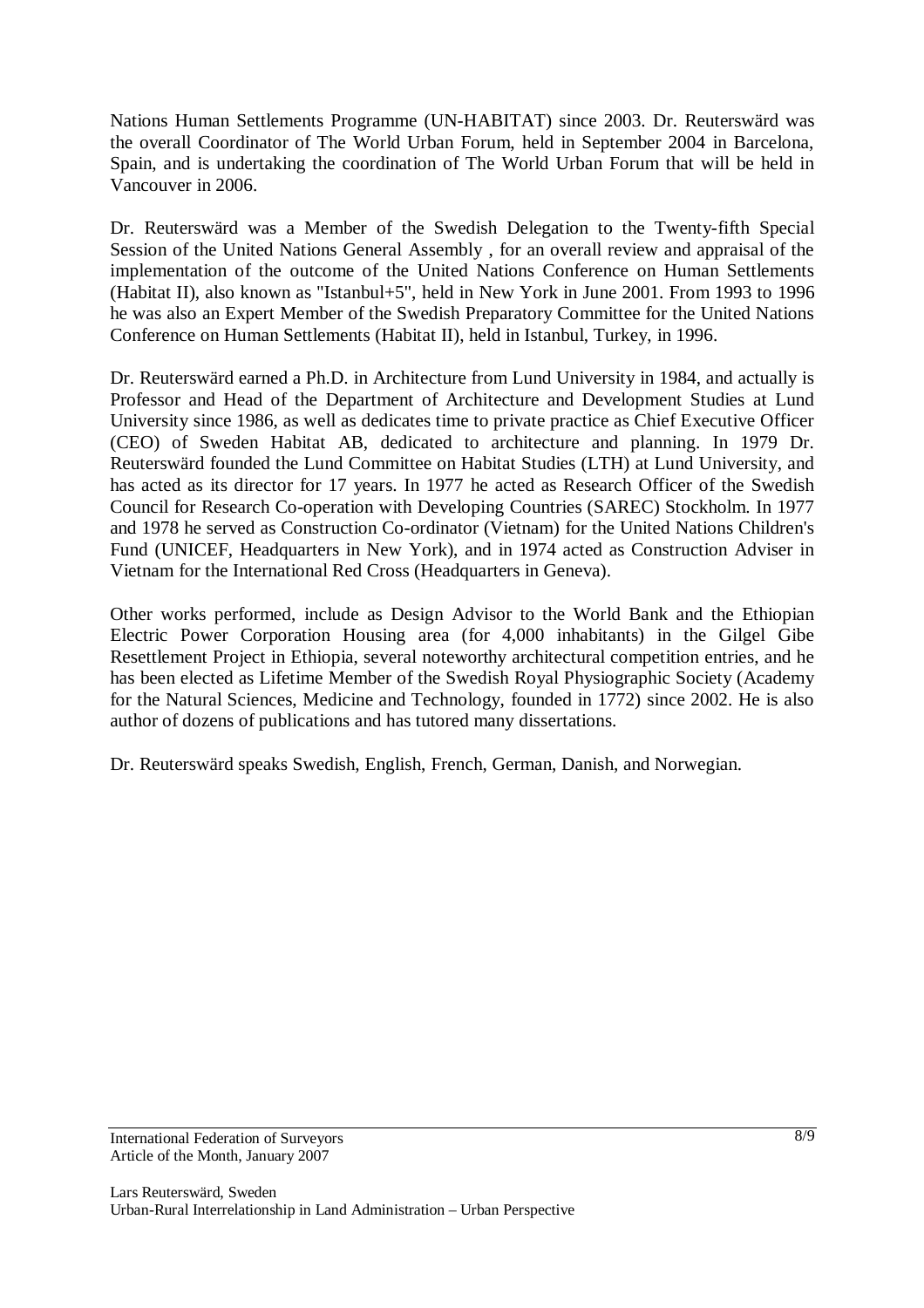Nations Human Settlements Programme (UN-HABITAT) since 2003. Dr. Reuterswärd was the overall Coordinator of The World Urban Forum, held in September 2004 in Barcelona, Spain, and is undertaking the coordination of The World Urban Forum that will be held in Vancouver in 2006.

Dr. Reuterswärd was a Member of the Swedish Delegation to the Twenty-fifth Special Session of the United Nations General Assembly , for an overall review and appraisal of the implementation of the outcome of the United Nations Conference on Human Settlements (Habitat II), also known as "Istanbul+5", held in New York in June 2001. From 1993 to 1996 he was also an Expert Member of the Swedish Preparatory Committee for the United Nations Conference on Human Settlements (Habitat II), held in Istanbul, Turkey, in 1996.

Dr. Reuterswärd earned a Ph.D. in Architecture from Lund University in 1984, and actually is Professor and Head of the Department of Architecture and Development Studies at Lund University since 1986, as well as dedicates time to private practice as Chief Executive Officer (CEO) of Sweden Habitat AB, dedicated to architecture and planning. In 1979 Dr. Reuterswärd founded the Lund Committee on Habitat Studies (LTH) at Lund University, and has acted as its director for 17 years. In 1977 he acted as Research Officer of the Swedish Council for Research Co-operation with Developing Countries (SAREC) Stockholm. In 1977 and 1978 he served as Construction Co-ordinator (Vietnam) for the United Nations Children's Fund (UNICEF, Headquarters in New York), and in 1974 acted as Construction Adviser in Vietnam for the International Red Cross (Headquarters in Geneva).

Other works performed, include as Design Advisor to the World Bank and the Ethiopian Electric Power Corporation Housing area (for 4,000 inhabitants) in the Gilgel Gibe Resettlement Project in Ethiopia, several noteworthy architectural competition entries, and he has been elected as Lifetime Member of the Swedish Royal Physiographic Society (Academy for the Natural Sciences, Medicine and Technology, founded in 1772) since 2002. He is also author of dozens of publications and has tutored many dissertations.

Dr. Reuterswärd speaks Swedish, English, French, German, Danish, and Norwegian.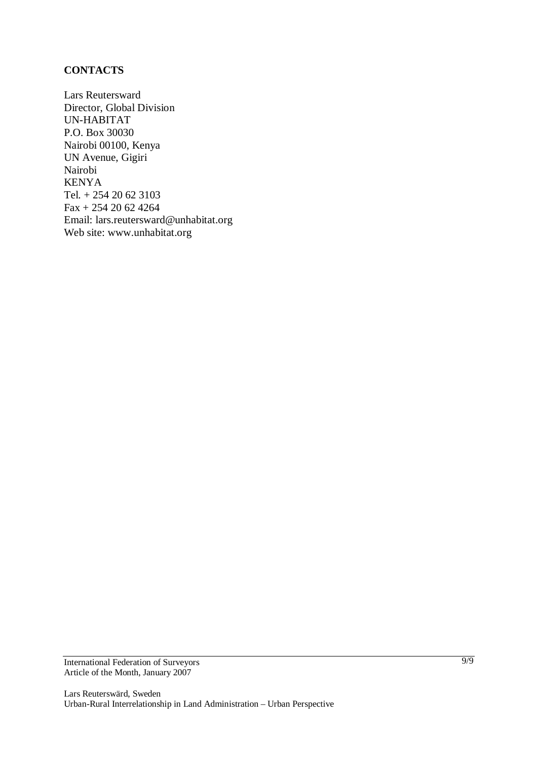## CONTACTS

Lars Reutersward
Director, Global Division
UN-HABITAT
P.O. Box 30030
Nairobi 00100, Kenya
UN Avenue, Gigiri
Nairobi
KENYA
Tel. + 254 20 62 3103
Fax + 254 20 62 4264
Email: lars.reutersward@unhabitat.org
Web site: www.unhabitat.org